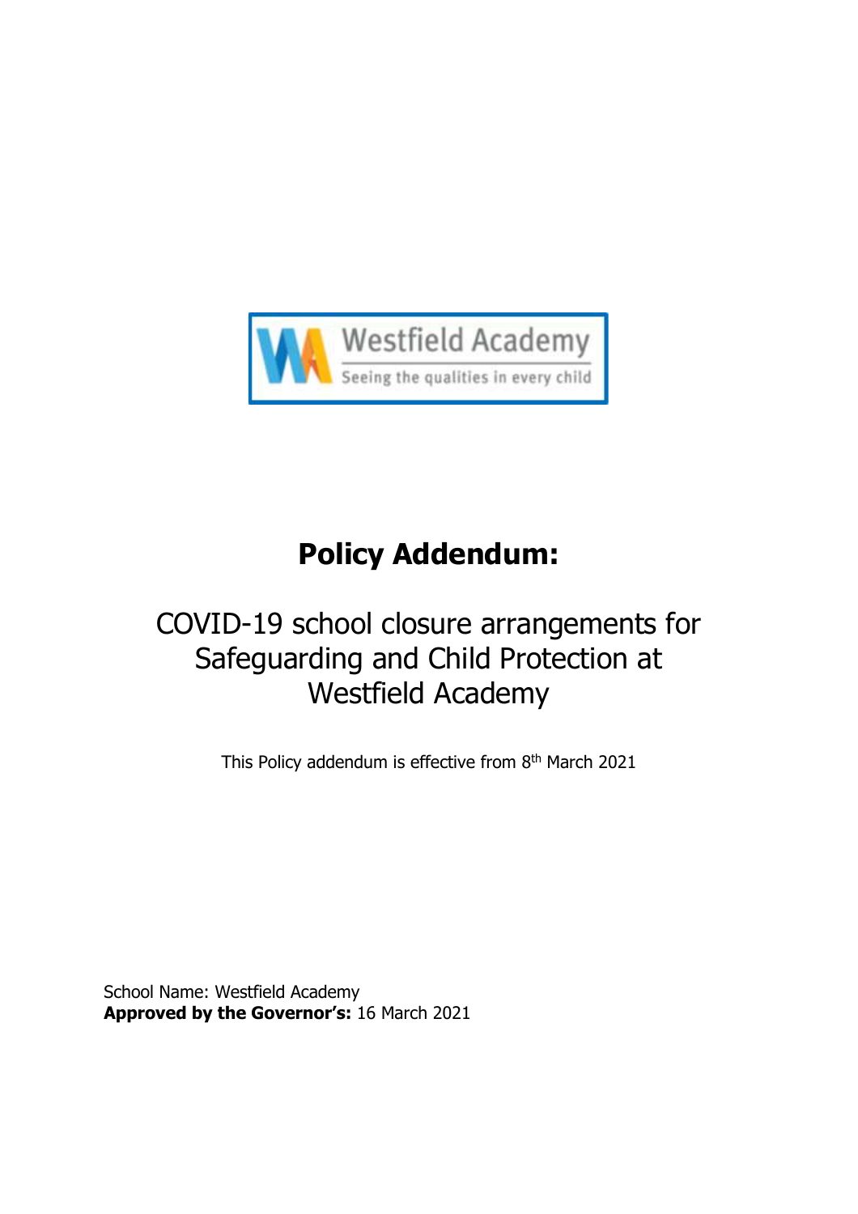# Policy Addendum:

## COVID-19 school closure arrangements for Safeguarding and Child Protection at Westfield Academy

This Policy addendum is effective from 8th March 2021

School Name: Westfield Academy
**Approved by the Governor's:** 16 March 2021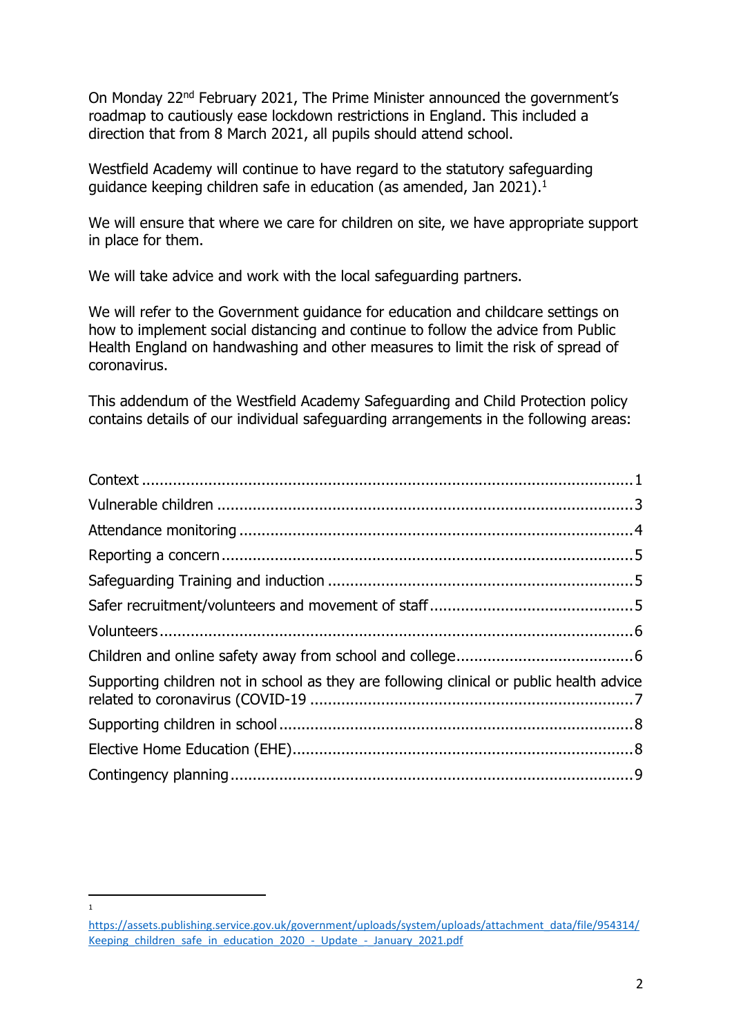On Monday 22nd February 2021, The Prime Minister announced the government's roadmap to cautiously ease lockdown restrictions in England. This included a direction that from 8 March 2021, all pupils should attend school.

Westfield Academy will continue to have regard to the statutory safeguarding guidance keeping children safe in education (as amended, Jan 2021).[1]

We will ensure that where we care for children on site, we have appropriate support in place for them.

We will take advice and work with the local safeguarding partners.

We will refer to the Government guidance for education and childcare settings on how to implement social distancing and continue to follow the advice from Public Health England on handwashing and other measures to limit the risk of spread of coronavirus.

This addendum of the Westfield Academy Safeguarding and Child Protection policy contains details of our individual safeguarding arrangements in the following areas:

- Context ........................................ 1
- Vulnerable children ........................................ 3
- Attendance monitoring ........................................ 4
- Reporting a concern ........................................ 5
- Safeguarding Training and induction ........................................ 5
- Safer recruitment/volunteers and movement of staff ........................................ 5
- Volunteers ........................................ 6
- Children and online safety away from school and college ........................................ 6
- Supporting children not in school as they are following clinical or public health advice related to coronavirus (COVID-19 ........................................ 7
- Supporting children in school ........................................ 8
- Elective Home Education (EHE) ........................................ 8
- Contingency planning ........................................ 9

---

[1] https://assets.publishing.service.gov.uk/government/uploads/system/uploads/attachment_data/file/954314/Keeping_children_safe_in_education_2020_-_Update_-_January_2021.pdf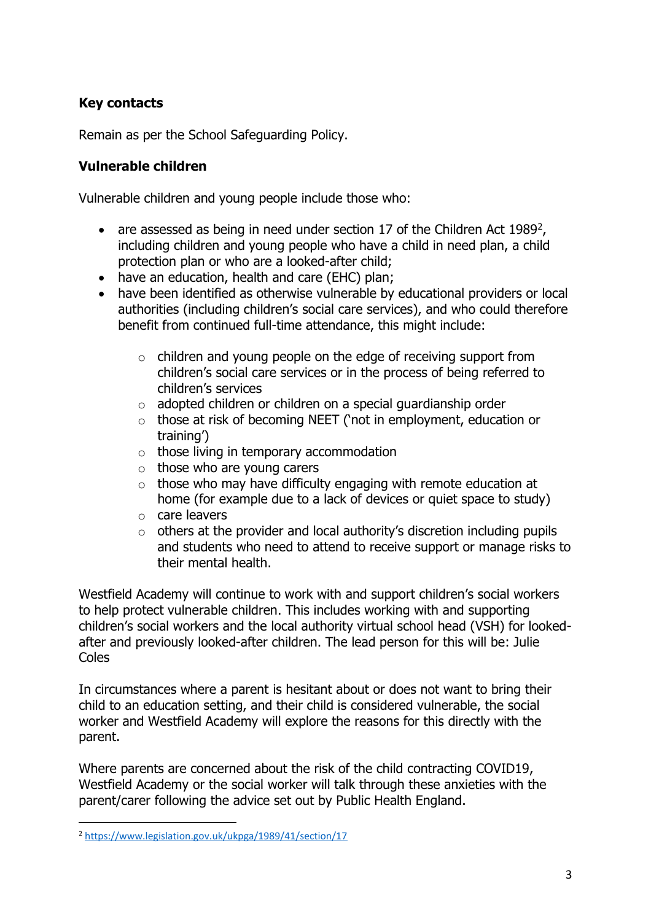## Key contacts

Remain as per the School Safeguarding Policy.

## Vulnerable children

Vulnerable children and young people include those who:

- are assessed as being in need under section 17 of the Children Act 1989[2], including children and young people who have a child in need plan, a child protection plan or who are a looked-after child;
- have an education, health and care (EHC) plan;
- have been identified as otherwise vulnerable by educational providers or local authorities (including children's social care services), and who could therefore benefit from continued full-time attendance, this might include:
  - children and young people on the edge of receiving support from children's social care services or in the process of being referred to children's services
  - adopted children or children on a special guardianship order
  - those at risk of becoming NEET ('not in employment, education or training')
  - those living in temporary accommodation
  - those who are young carers
  - those who may have difficulty engaging with remote education at home (for example due to a lack of devices or quiet space to study)
  - care leavers
  - others at the provider and local authority's discretion including pupils and students who need to attend to receive support or manage risks to their mental health.

Westfield Academy will continue to work with and support children's social workers to help protect vulnerable children. This includes working with and supporting children's social workers and the local authority virtual school head (VSH) for looked-after and previously looked-after children. The lead person for this will be: Julie Coles

In circumstances where a parent is hesitant about or does not want to bring their child to an education setting, and their child is considered vulnerable, the social worker and Westfield Academy will explore the reasons for this directly with the parent.

Where parents are concerned about the risk of the child contracting COVID19, Westfield Academy or the social worker will talk through these anxieties with the parent/carer following the advice set out by Public Health England.

---

[2] https://www.legislation.gov.uk/ukpga/1989/41/section/17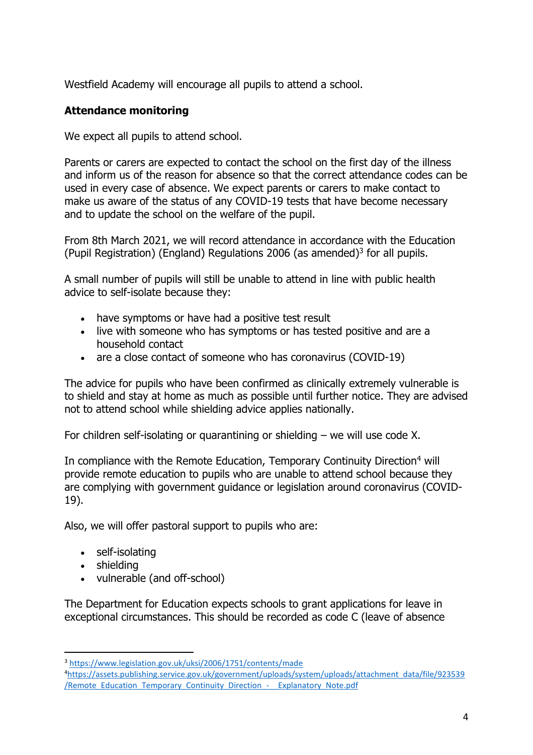Westfield Academy will encourage all pupils to attend a school.

**Attendance monitoring**

We expect all pupils to attend school.

Parents or carers are expected to contact the school on the first day of the illness and inform us of the reason for absence so that the correct attendance codes can be used in every case of absence. We expect parents or carers to make contact to make us aware of the status of any COVID-19 tests that have become necessary and to update the school on the welfare of the pupil.

From 8th March 2021, we will record attendance in accordance with the Education (Pupil Registration) (England) Regulations 2006 (as amended)[3] for all pupils.

A small number of pupils will still be unable to attend in line with public health advice to self-isolate because they:

- have symptoms or have had a positive test result
- live with someone who has symptoms or has tested positive and are a household contact
- are a close contact of someone who has coronavirus (COVID-19)

The advice for pupils who have been confirmed as clinically extremely vulnerable is to shield and stay at home as much as possible until further notice. They are advised not to attend school while shielding advice applies nationally.

For children self-isolating or quarantining or shielding – we will use code X.

In compliance with the Remote Education, Temporary Continuity Direction[4] will provide remote education to pupils who are unable to attend school because they are complying with government guidance or legislation around coronavirus (COVID-19).

Also, we will offer pastoral support to pupils who are:

- self-isolating
- shielding
- vulnerable (and off-school)

The Department for Education expects schools to grant applications for leave in exceptional circumstances. This should be recorded as code C (leave of absence

---

[3] https://www.legislation.gov.uk/uksi/2006/1751/contents/made

[4] https://assets.publishing.service.gov.uk/government/uploads/system/uploads/attachment_data/file/923539/Remote_Education_Temporary_Continuity_Direction_-__Explanatory_Note.pdf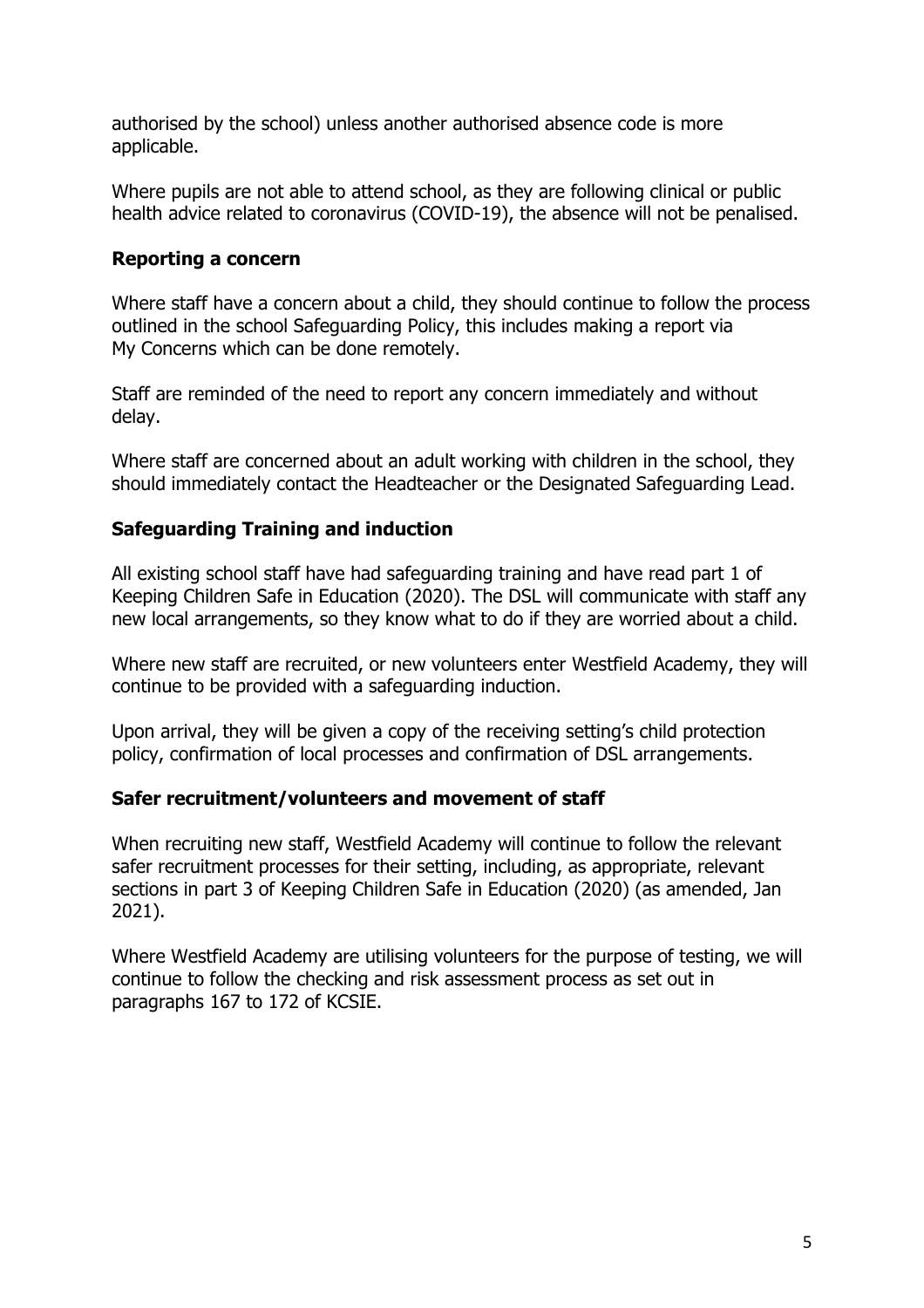authorised by the school) unless another authorised absence code is more applicable.

Where pupils are not able to attend school, as they are following clinical or public health advice related to coronavirus (COVID-19), the absence will not be penalised.

### Reporting a concern

Where staff have a concern about a child, they should continue to follow the process outlined in the school Safeguarding Policy, this includes making a report via My Concerns which can be done remotely.

Staff are reminded of the need to report any concern immediately and without delay.

Where staff are concerned about an adult working with children in the school, they should immediately contact the Headteacher or the Designated Safeguarding Lead.

### Safeguarding Training and induction

All existing school staff have had safeguarding training and have read part 1 of Keeping Children Safe in Education (2020). The DSL will communicate with staff any new local arrangements, so they know what to do if they are worried about a child.

Where new staff are recruited, or new volunteers enter Westfield Academy, they will continue to be provided with a safeguarding induction.

Upon arrival, they will be given a copy of the receiving setting's child protection policy, confirmation of local processes and confirmation of DSL arrangements.

### Safer recruitment/volunteers and movement of staff

When recruiting new staff, Westfield Academy will continue to follow the relevant safer recruitment processes for their setting, including, as appropriate, relevant sections in part 3 of Keeping Children Safe in Education (2020) (as amended, Jan 2021).

Where Westfield Academy are utilising volunteers for the purpose of testing, we will continue to follow the checking and risk assessment process as set out in paragraphs 167 to 172 of KCSIE.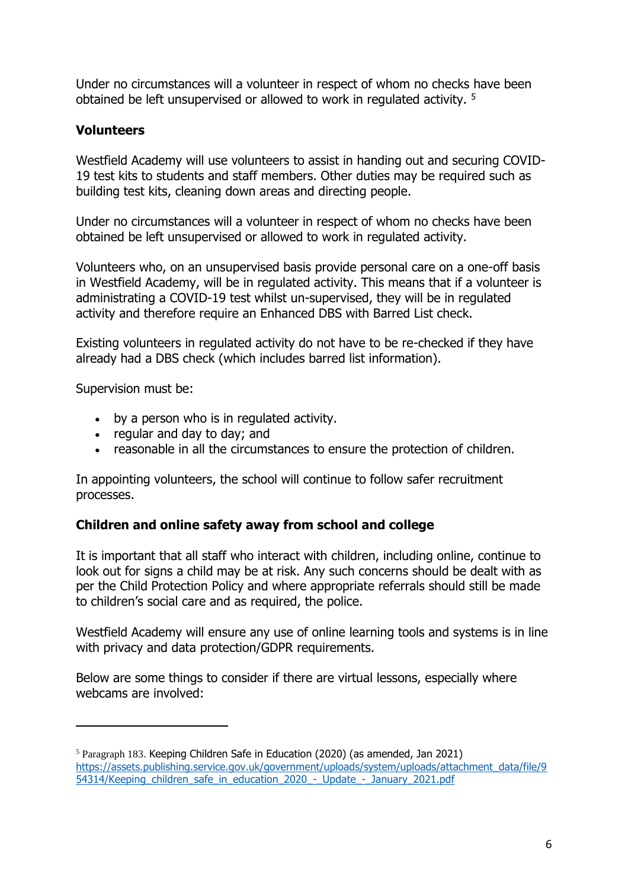Under no circumstances will a volunteer in respect of whom no checks have been obtained be left unsupervised or allowed to work in regulated activity. [5]

**Volunteers**

Westfield Academy will use volunteers to assist in handing out and securing COVID-19 test kits to students and staff members. Other duties may be required such as building test kits, cleaning down areas and directing people.

Under no circumstances will a volunteer in respect of whom no checks have been obtained be left unsupervised or allowed to work in regulated activity.

Volunteers who, on an unsupervised basis provide personal care on a one-off basis in Westfield Academy, will be in regulated activity. This means that if a volunteer is administrating a COVID-19 test whilst un-supervised, they will be in regulated activity and therefore require an Enhanced DBS with Barred List check.

Existing volunteers in regulated activity do not have to be re-checked if they have already had a DBS check (which includes barred list information).

Supervision must be:

- by a person who is in regulated activity.
- regular and day to day; and
- reasonable in all the circumstances to ensure the protection of children.

In appointing volunteers, the school will continue to follow safer recruitment processes.

**Children and online safety away from school and college**

It is important that all staff who interact with children, including online, continue to look out for signs a child may be at risk. Any such concerns should be dealt with as per the Child Protection Policy and where appropriate referrals should still be made to children's social care and as required, the police.

Westfield Academy will ensure any use of online learning tools and systems is in line with privacy and data protection/GDPR requirements.

Below are some things to consider if there are virtual lessons, especially where webcams are involved:

---

[5] Paragraph 183. Keeping Children Safe in Education (2020) (as amended, Jan 2021) https://assets.publishing.service.gov.uk/government/uploads/system/uploads/attachment_data/file/954314/Keeping_children_safe_in_education_2020_-_Update_-_January_2021.pdf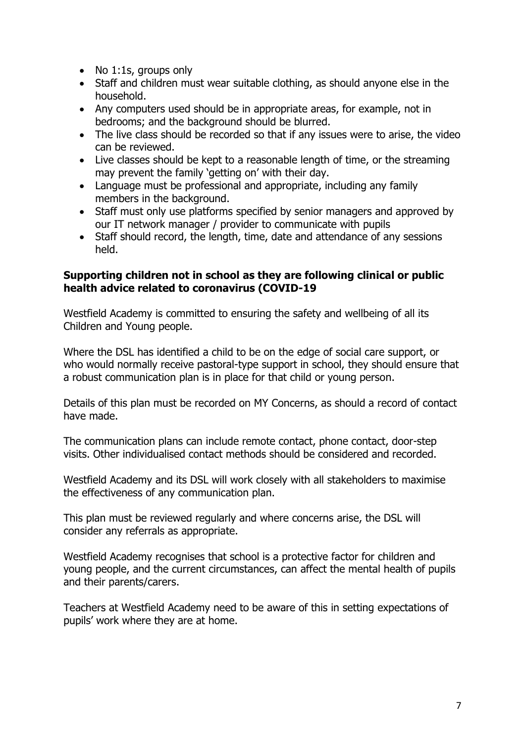- No 1:1s, groups only
- Staff and children must wear suitable clothing, as should anyone else in the household.
- Any computers used should be in appropriate areas, for example, not in bedrooms; and the background should be blurred.
- The live class should be recorded so that if any issues were to arise, the video can be reviewed.
- Live classes should be kept to a reasonable length of time, or the streaming may prevent the family 'getting on' with their day.
- Language must be professional and appropriate, including any family members in the background.
- Staff must only use platforms specified by senior managers and approved by our IT network manager / provider to communicate with pupils
- Staff should record, the length, time, date and attendance of any sessions held.

**Supporting children not in school as they are following clinical or public health advice related to coronavirus (COVID-19**

Westfield Academy is committed to ensuring the safety and wellbeing of all its Children and Young people.

Where the DSL has identified a child to be on the edge of social care support, or who would normally receive pastoral-type support in school, they should ensure that a robust communication plan is in place for that child or young person.

Details of this plan must be recorded on MY Concerns, as should a record of contact have made.

The communication plans can include remote contact, phone contact, door-step visits. Other individualised contact methods should be considered and recorded.

Westfield Academy and its DSL will work closely with all stakeholders to maximise the effectiveness of any communication plan.

This plan must be reviewed regularly and where concerns arise, the DSL will consider any referrals as appropriate.

Westfield Academy recognises that school is a protective factor for children and young people, and the current circumstances, can affect the mental health of pupils and their parents/carers.

Teachers at Westfield Academy need to be aware of this in setting expectations of pupils' work where they are at home.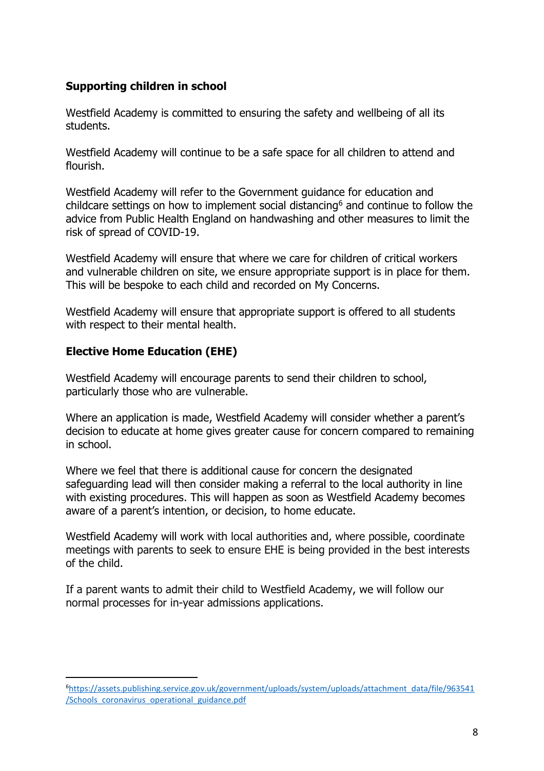## Supporting children in school

Westfield Academy is committed to ensuring the safety and wellbeing of all its students.

Westfield Academy will continue to be a safe space for all children to attend and flourish.

Westfield Academy will refer to the Government guidance for education and childcare settings on how to implement social distancing[6] and continue to follow the advice from Public Health England on handwashing and other measures to limit the risk of spread of COVID-19.

Westfield Academy will ensure that where we care for children of critical workers and vulnerable children on site, we ensure appropriate support is in place for them. This will be bespoke to each child and recorded on My Concerns.

Westfield Academy will ensure that appropriate support is offered to all students with respect to their mental health.

## Elective Home Education (EHE)

Westfield Academy will encourage parents to send their children to school, particularly those who are vulnerable.

Where an application is made, Westfield Academy will consider whether a parent's decision to educate at home gives greater cause for concern compared to remaining in school.

Where we feel that there is additional cause for concern the designated safeguarding lead will then consider making a referral to the local authority in line with existing procedures. This will happen as soon as Westfield Academy becomes aware of a parent's intention, or decision, to home educate.

Westfield Academy will work with local authorities and, where possible, coordinate meetings with parents to seek to ensure EHE is being provided in the best interests of the child.

If a parent wants to admit their child to Westfield Academy, we will follow our normal processes for in-year admissions applications.

---

[6] https://assets.publishing.service.gov.uk/government/uploads/system/uploads/attachment_data/file/963541/Schools_coronavirus_operational_guidance.pdf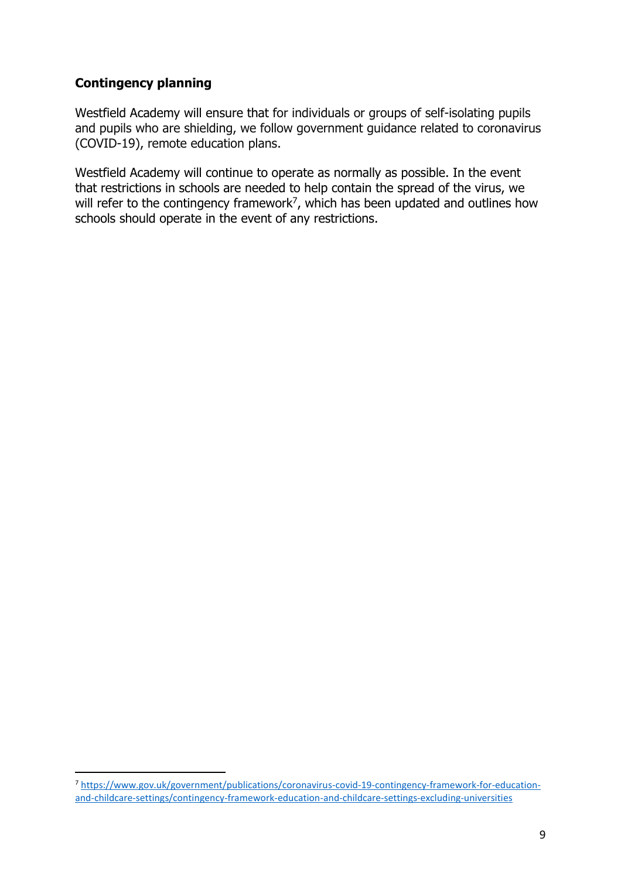## Contingency planning

Westfield Academy will ensure that for individuals or groups of self-isolating pupils and pupils who are shielding, we follow government guidance related to coronavirus (COVID-19), remote education plans.

Westfield Academy will continue to operate as normally as possible. In the event that restrictions in schools are needed to help contain the spread of the virus, we will refer to the contingency framework[7], which has been updated and outlines how schools should operate in the event of any restrictions.

---

[7] https://www.gov.uk/government/publications/coronavirus-covid-19-contingency-framework-for-education-and-childcare-settings/contingency-framework-education-and-childcare-settings-excluding-universities